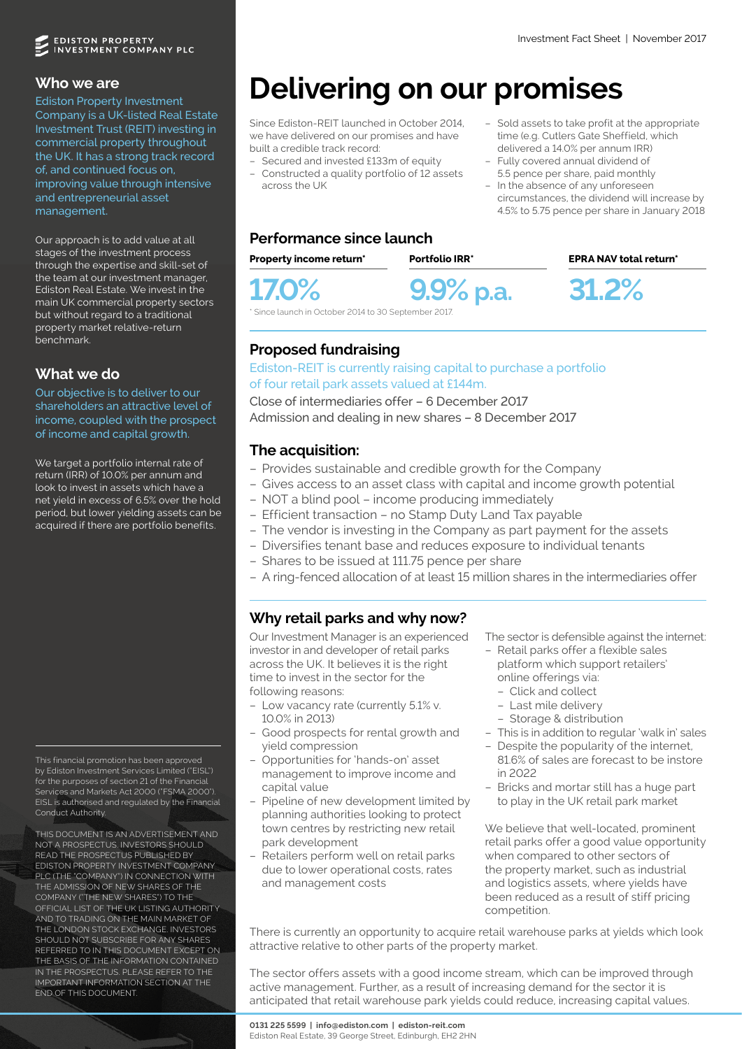EDISTON PROPERTY INVESTMENT COMPANY PLC

## Who we are

Edison Property Investment Company is a UK-listed Real Estate Investment Trust (REIT) investing in commercial property throughout the UK. It has a strong track record of, and continued focus on, improving value through intensive and entrepreneurial asset management.

Our approach is to add value at all stages of the investment process through the expertise and skill-set of the team at our investment manager, Ediston Real Estate. We invest in the main UK commercial property sectors but without regard to a traditional property market relative-return benchmark.

## What we do

Our objective is to deliver to our shareholders an attractive level of income, coupled with the prospect of income and capital growth.

We target a portfolio internal rate of return (IRR) of 10.0% per annum and look to invest in assets which have a net yield in excess of 6.5% over the hold period, but lower yielding assets can be acquired if there are portfolio benefits.

This financial promotion has been approved by Ediston Investment Services Limited ("EISL") for the purposes of section 21 of the Financial Services and Markets Act 2000 ("FSMA 2000"). EISL is authorised and regulated by the Financial Conduct Authority.

THIS DOCUMENT IS AN ADVERTISEMENT AND NOT A PROSPECTUS. INVESTORS SHOULD READ THE PROSPECTUS PUBLISHED BY EDISTON PROPERTY INVESTMENT COMPANY PLC (THE "COMPANY") IN CONNECTION WITH THE ADMISSION OF NEW SHARES OF THE COMPANY ("THE NEW SHARES") TO THE OFFICIAL LIST OF THE UK LISTING AUTHORITY AND TO TRADING ON THE MAIN MARKET OF THE LONDON STOCK EXCHANGE. INVESTORS SHOULD NOT SUBSCRIBE FOR ANY SHARES REFERRED TO IN THIS DOCUMENT EXCEPT ON THE BASIS OF THE INFORMATION CONTAINED IN THE PROSPECTUS. PLEASE REFER TO THE IMPORTANT INFORMATION SECTION AT THE END OF THIS DOCUMENT.

Investment Fact Sheet | November 2017

# Delivering on our promises

Since Ediston-REIT launched in October 2014, we have delivered on our promises and have built a credible track record:

- Secured and invested £133m of equity
- Constructed a quality portfolio of 12 assets across the UK
- Sold assets to take profit at the appropriate time (e.g. Cutlers Gate Sheffield, which delivered a 14.0% per annum IRR)
- Fully covered annual dividend of 5.5 pence per share, paid monthly
- In the absence of any unforeseen circumstances, the dividend will increase by 4.5% to 5.75 pence per share in January 2018

## Performance since launch

**Property income return*** 17.0%

**Portfolio IRR*** 9.9% p.a.

**EPRA NAV total return*** 31.2%

* Since launch in October 2014 to 30 September 2017.

## Proposed fundraising

Ediston-REIT is currently raising capital to purchase a portfolio of four retail park assets valued at £144m.

Close of intermediaries offer – 6 December 2017
Admission and dealing in new shares – 8 December 2017

## The acquisition:

- Provides sustainable and credible growth for the Company
- Gives access to an asset class with capital and income growth potential
- NOT a blind pool – income producing immediately
- Efficient transaction – no Stamp Duty Land Tax payable
- The vendor is investing in the Company as part payment for the assets
- Diversifies tenant base and reduces exposure to individual tenants
- Shares to be issued at 111.75 pence per share
- A ring-fenced allocation of at least 15 million shares in the intermediaries offer

## Why retail parks and why now?

Our Investment Manager is an experienced investor in and developer of retail parks across the UK. It believes it is the right time to invest in the sector for the following reasons:

- Low vacancy rate (currently 5.1% v. 10.0% in 2013)
- Good prospects for rental growth and yield compression
- Opportunities for 'hands-on' asset management to improve income and capital value
- Pipeline of new development limited by planning authorities looking to protect town centres by restricting new retail park development
- Retailers perform well on retail parks due to lower operational costs, rates and management costs

The sector is defensible against the internet:

- Retail parks offer a flexible sales platform which support retailers' online offerings via:
  - Click and collect
  - Last mile delivery
  - Storage & distribution
- This is in addition to regular 'walk in' sales
- Despite the popularity of the internet, 81.6% of sales are forecast to be instore in 2022
- Bricks and mortar still has a huge part to play in the UK retail park market

We believe that well-located, prominent retail parks offer a good value opportunity when compared to other sectors of the property market, such as industrial and logistics assets, where yields have been reduced as a result of stiff pricing competition.

There is currently an opportunity to acquire retail warehouse parks at yields which look attractive relative to other parts of the property market.

The sector offers assets with a good income stream, which can be improved through active management. Further, as a result of increasing demand for the sector it is anticipated that retail warehouse park yields could reduce, increasing capital values.

**0131 225 5599 | info@ediston.com | ediston-reit.com**
Ediston Real Estate, 39 George Street, Edinburgh, EH2 2HN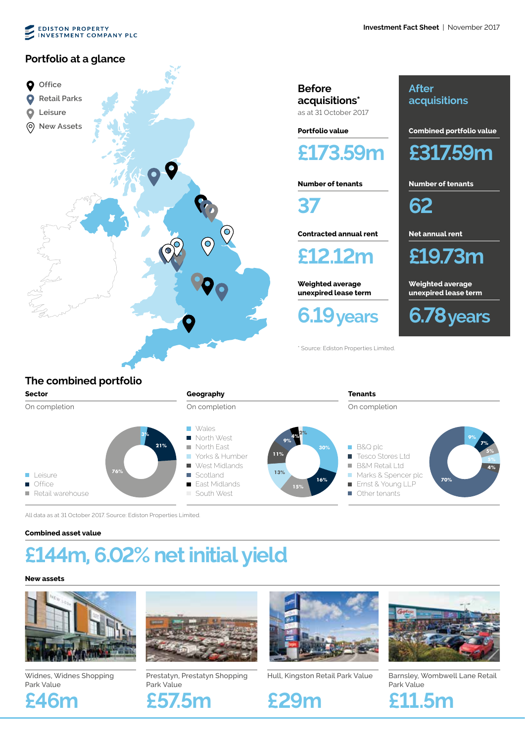## Portfolio at a glance

- Office
- Retail Parks
- Leisure
- New Assets

| Before acquisitions* as at 31 October 2017 | | After acquisitions | |
|---|---|---|---|
| Portfolio value | £173.59m | Combined portfolio value | £317.59m |
| Number of tenants | 37 | Number of tenants | 62 |
| Contracted annual rent | £12.12m | Net annual rent | £19.73m |
| Weighted average unexpired lease term | 6.19 years | Weighted average unexpired lease term | 6.78 years |

\* Source: Ediston Properties Limited.

## The combined portfolio

**Sector**

On completion

Leisure
Office
Retail warehouse

3%
21%
76%

**Geography**

On completion

Wales
North West
North East
Yorks & Humber
West Midlands
Scotland
East Midlands
South West

30%
16%
15%
13%
11%
9%
4%
2%

**Tenants**

On completion

B&Q plc
Tesco Stores Ltd
B&M Retail Ltd
Marks & Spencer plc
Ernst & Young LLP
Other tenants

9%
7%
5%
5%
4%
70%

All data as at 31 October 2017. Source: Ediston Properties Limited.

**Combined asset value**

# £144m, 6.02% net initial yield

**New assets**

Widnes, Widnes Shopping Park Value
**£46m**

Prestatyn, Prestatyn Shopping Park Value
**£57.5m**

Hull, Kingston Retail Park Value
**£29m**

Barnsley, Wombwell Lane Retail Park Value
**£11.5m**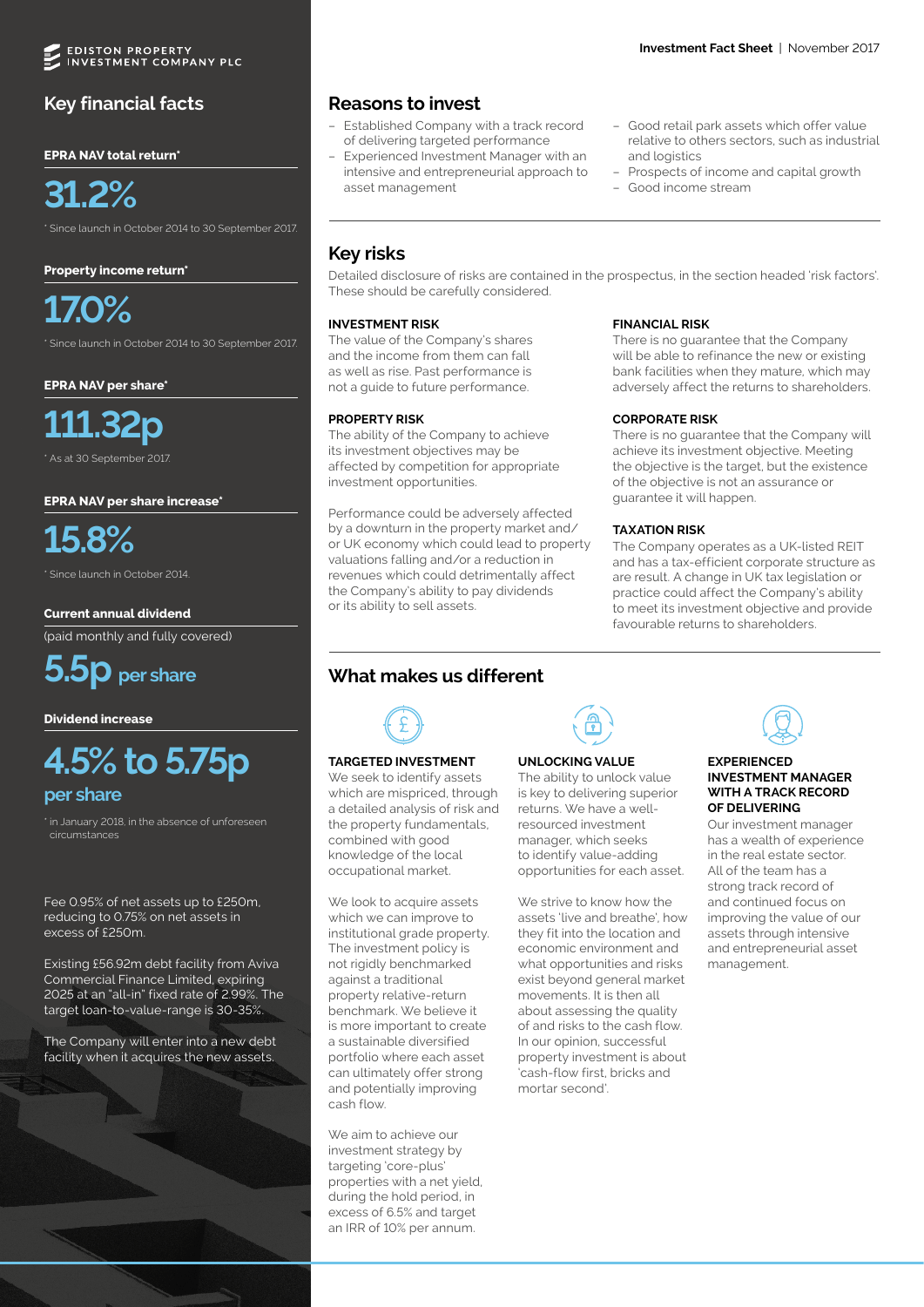## Key financial facts

**EPRA NAV total return***

**31.2%**

* Since launch in October 2014 to 30 September 2017.

**Property income return***

**17.0%**

* Since launch in October 2014 to 30 September 2017.

**EPRA NAV per share***

**111.32p**

* As at 30 September 2017.

**EPRA NAV per share increase***

**15.8%**

* Since launch in October 2014.

**Current annual dividend**

(paid monthly and fully covered)

**5.5p per share**

**Dividend increase**

**4.5% to 5.75p per share**

* in January 2018, in the absence of unforeseen circumstances

Fee 0.95% of net assets up to £250m, reducing to 0.75% on net assets in excess of £250m.

Existing £56.92m debt facility from Aviva Commercial Finance Limited, expiring 2025 at an "all-in" fixed rate of 2.99%. The target loan-to-value-range is 30-35%.

The Company will enter into a new debt facility when it acquires the new assets.

## Reasons to invest

- Established Company with a track record of delivering targeted performance
- Experienced Investment Manager with an intensive and entrepreneurial approach to asset management
- Good retail park assets which offer value relative to others sectors, such as industrial and logistics
- Prospects of income and capital growth
- Good income stream

## Key risks

Detailed disclosure of risks are contained in the prospectus, in the section headed 'risk factors'. These should be carefully considered.

### INVESTMENT RISK

The value of the Company's shares and the income from them can fall as well as rise. Past performance is not a guide to future performance.

### PROPERTY RISK

The ability of the Company to achieve its investment objectives may be affected by competition for appropriate investment opportunities.

Performance could be adversely affected by a downturn in the property market and/ or UK economy which could lead to property valuations falling and/or a reduction in revenues which could detrimentally affect the Company's ability to pay dividends or its ability to sell assets.

### FINANCIAL RISK

There is no guarantee that the Company will be able to refinance the new or existing bank facilities when they mature, which may adversely affect the returns to shareholders.

### CORPORATE RISK

There is no guarantee that the Company will achieve its investment objective. Meeting the objective is the target, but the existence of the objective is not an assurance or guarantee it will happen.

### TAXATION RISK

The Company operates as a UK-listed REIT and has a tax-efficient corporate structure as are result. A change in UK tax legislation or practice could affect the Company's ability to meet its investment objective and provide favourable returns to shareholders.

## What makes us different

### TARGETED INVESTMENT

We seek to identify assets which are mispriced, through a detailed analysis of risk and the property fundamentals, combined with good knowledge of the local occupational market.

We look to acquire assets which we can improve to institutional grade property. The investment policy is not rigidly benchmarked against a traditional property relative-return benchmark. We believe it is more important to create a sustainable diversified portfolio where each asset can ultimately offer strong and potentially improving cash flow.

We aim to achieve our investment strategy by targeting 'core-plus' properties with a net yield, during the hold period, in excess of 6.5% and target an IRR of 10% per annum.

### UNLOCKING VALUE

The ability to unlock value is key to delivering superior returns. We have a well-resourced investment manager, which seeks to identify value-adding opportunities for each asset.

We strive to know how the assets 'live and breathe', how they fit into the location and economic environment and what opportunities and risks exist beyond general market movements. It is then all about assessing the quality of and risks to the cash flow. In our opinion, successful property investment is about 'cash-flow first, bricks and mortar second'.

### EXPERIENCED INVESTMENT MANAGER WITH A TRACK RECORD OF DELIVERING

Our investment manager has a wealth of experience in the real estate sector. All of the team has a strong track record of and continued focus on improving the value of our assets through intensive and entrepreneurial asset management.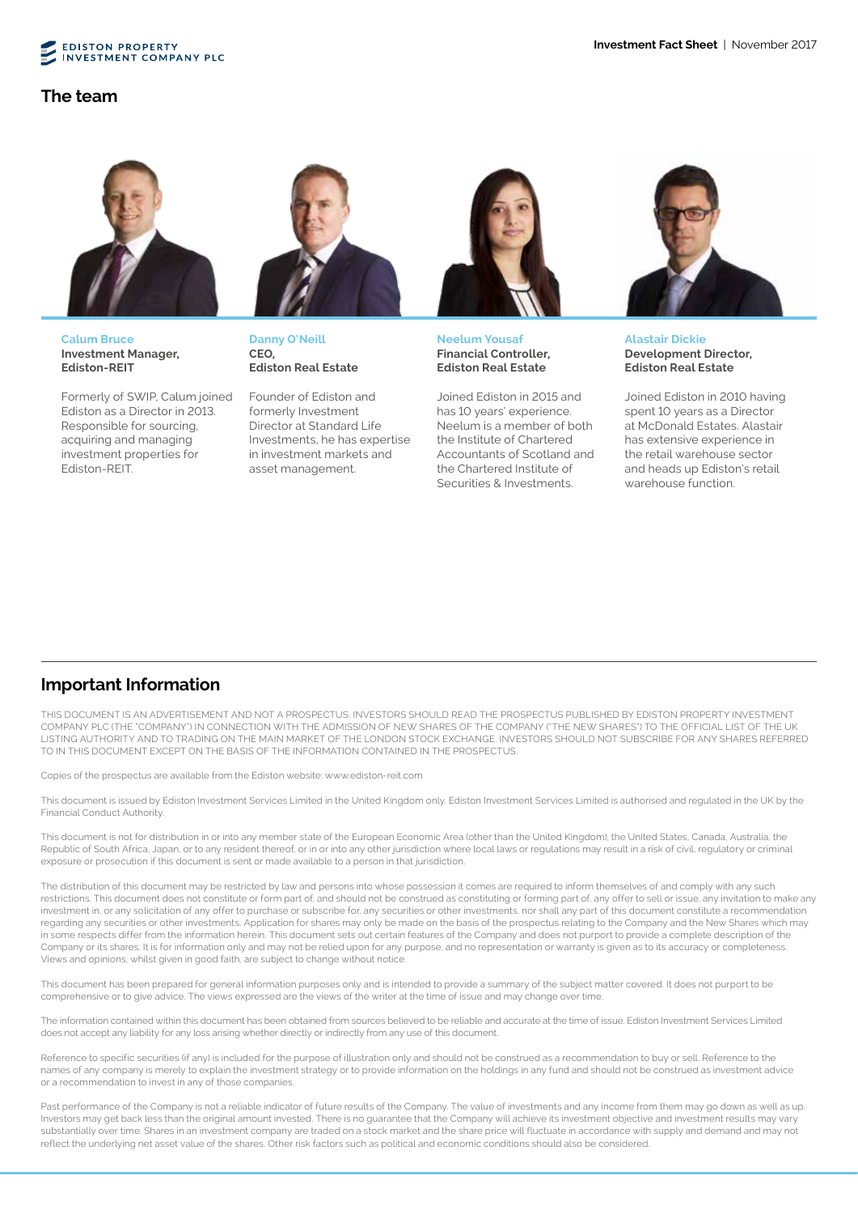## The team

**Calum Bruce**
**Investment Manager, Ediston-REIT**

Formerly of SWIP, Calum joined Ediston as a Director in 2013. Responsible for sourcing, acquiring and managing investment properties for Ediston-REIT.

**Danny O'Neill**
**CEO, Ediston Real Estate**

Founder of Ediston and formerly Investment Director at Standard Life Investments, he has expertise in investment markets and asset management.

**Neelum Yousaf**
**Financial Controller, Ediston Real Estate**

Joined Ediston in 2015 and has 10 years' experience. Neelum is a member of both the Institute of Chartered Accountants of Scotland and the Chartered Institute of Securities & Investments.

**Alastair Dickie**
**Development Director, Ediston Real Estate**

Joined Ediston in 2010 having spent 10 years as a Director at McDonald Estates. Alastair has extensive experience in the retail warehouse sector and heads up Ediston's retail warehouse function.

## Important Information

THIS DOCUMENT IS AN ADVERTISEMENT AND NOT A PROSPECTUS. INVESTORS SHOULD READ THE PROSPECTUS PUBLISHED BY EDISTON PROPERTY INVESTMENT COMPANY PLC (THE "COMPANY") IN CONNECTION WITH THE ADMISSION OF NEW SHARES OF THE COMPANY ("THE NEW SHARES") TO THE OFFICIAL LIST OF THE UK LISTING AUTHORITY AND TO TRADING ON THE MAIN MARKET OF THE LONDON STOCK EXCHANGE. INVESTORS SHOULD NOT SUBSCRIBE FOR ANY SHARES REFERRED TO IN THIS DOCUMENT EXCEPT ON THE BASIS OF THE INFORMATION CONTAINED IN THE PROSPECTUS.

Copies of the prospectus are available from the Ediston website: www.ediston-reit.com

This document is issued by Ediston Investment Services Limited in the United Kingdom only. Ediston Investment Services Limited is authorised and regulated in the UK by the Financial Conduct Authority.

This document is not for distribution in or into any member state of the European Economic Area (other than the United Kingdom), the United States, Canada, Australia, the Republic of South Africa, Japan, or to any resident thereof, or in or into any other jurisdiction where local laws or regulations may result in a risk of civil, regulatory or criminal exposure or prosecution if this document is sent or made available to a person in that jurisdiction.

The distribution of this document may be restricted by law and persons into whose possession it comes are required to inform themselves of and comply with any such restrictions. This document does not constitute or form part of, and should not be construed as constituting or forming part of, any offer to sell or issue, any invitation to make any investment in, or any solicitation of any offer to purchase or subscribe for, any securities or other investments, nor shall any part of this document constitute a recommendation regarding any securities or other investments. Application for shares may only be made on the basis of the prospectus relating to the Company and the New Shares which may in some respects differ from the information herein. This document sets out certain features of the Company and does not purport to provide a complete description of the Company or its shares. It is for information only and may not be relied upon for any purpose, and no representation or warranty is given as to its accuracy or completeness. Views and opinions, whilst given in good faith, are subject to change without notice.

This document has been prepared for general information purposes only and is intended to provide a summary of the subject matter covered. It does not purport to be comprehensive or to give advice. The views expressed are the views of the writer at the time of issue and may change over time.

The information contained within this document has been obtained from sources believed to be reliable and accurate at the time of issue. Ediston Investment Services Limited does not accept any liability for any loss arising whether directly or indirectly from any use of this document.

Reference to specific securities (if any) is included for the purpose of illustration only and should not be construed as a recommendation to buy or sell. Reference to the names of any company is merely to explain the investment strategy or to provide information on the holdings in any fund and should not be construed as investment advice or a recommendation to invest in any of those companies.

Past performance of the Company is not a reliable indicator of future results of the Company. The value of investments and any income from them may go down as well as up. Investors may get back less than the original amount invested. There is no guarantee that the Company will achieve its investment objective and investment results may vary substantially over time. Shares in an investment company are traded on a stock market and the share price will fluctuate in accordance with supply and demand and may not reflect the underlying net asset value of the shares. Other risk factors such as political and economic conditions should also be considered.